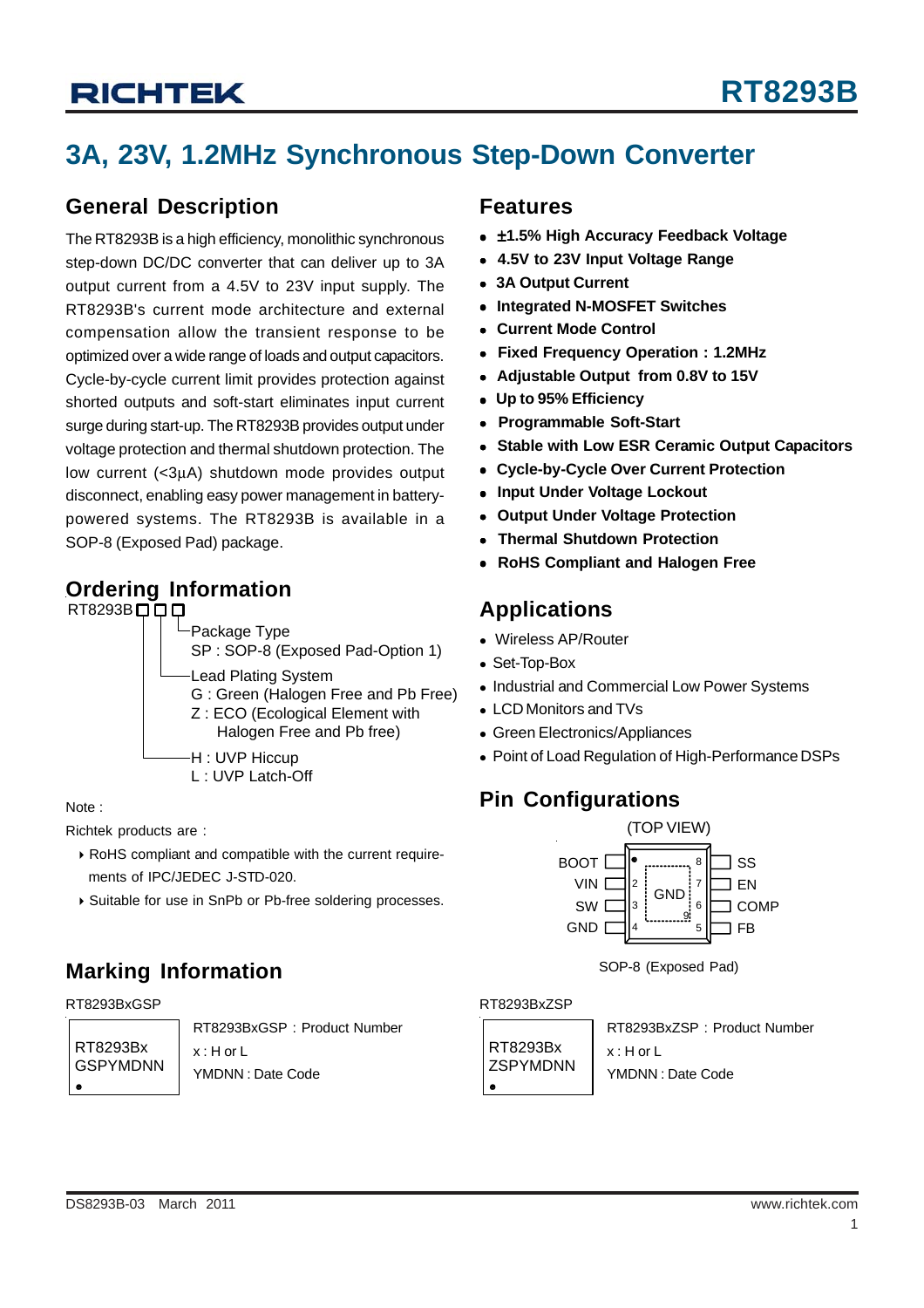# RT8293B

## 3A, 23V, 1.2MHz Synchronous Step-Down Converter

## General Description

The RT8293B is a high efficiency, monolithic synchronous step-down DC/DC converter that can deliver up to 3A output current from a 4.5V to 23V input supply. The RT8293B's current mode architecture and external compensation allow the transient response to be optimized over a wide range of loads and output capacitors. Cycle-by-cycle current limit provides protection against shorted outputs and soft-start eliminates input current surge during start-up. The RT8293B provides output under voltage protection and thermal shutdown protection. The low current (<3μA) shutdown mode provides output disconnect, enabling easy power management in battery-powered systems. The RT8293B is available in a SOP-8 (Exposed Pad) package.

## Ordering Information

RT8293B□□□

- Package Type
  - SP : SOP-8 (Exposed Pad-Option 1)
- Lead Plating System
  - G : Green (Halogen Free and Pb Free)
  - Z : ECO (Ecological Element with Halogen Free and Pb free)
- H : UVP Hiccup
  - L : UVP Latch-Off

Note :

Richtek products are :

- RoHS compliant and compatible with the current requirements of IPC/JEDEC J-STD-020.
- Suitable for use in SnPb or Pb-free soldering processes.

## Features

- ±1.5% High Accuracy Feedback Voltage
- 4.5V to 23V Input Voltage Range
- 3A Output Current
- Integrated N-MOSFET Switches
- Current Mode Control
- Fixed Frequency Operation : 1.2MHz
- Adjustable Output from 0.8V to 15V
- Up to 95% Efficiency
- Programmable Soft-Start
- Stable with Low ESR Ceramic Output Capacitors
- Cycle-by-Cycle Over Current Protection
- Input Under Voltage Lockout
- Output Under Voltage Protection
- Thermal Shutdown Protection
- RoHS Compliant and Halogen Free

## Applications

- Wireless AP/Router
- Set-Top-Box
- Industrial and Commercial Low Power Systems
- LCD Monitors and TVs
- Green Electronics/Appliances
- Point of Load Regulation of High-Performance DSPs

## Pin Configurations

(TOP VIEW)

| Pin | Name | Pin | Name |
|---|---|---|---|
| 1 | BOOT | 8 | SS |
| 2 | VIN | 7 | EN |
| 3 | SW | 6 | COMP |
| 4 | GND | 5 | FB |
| 9 (Exposed Pad) | GND | | |

SOP-8 (Exposed Pad)

## Marking Information

RT8293BxGSP

| RT8293Bx<br>GSPYMDNN |
|---|

RT8293BxGSP : Product Number

x : H or L

YMDNN : Date Code

RT8293BxZSP

| RT8293Bx<br>ZSPYMDNN |
|---|

RT8293BxZSP : Product Number

x : H or L

YMDNN : Date Code

DS8293B-03 March 2011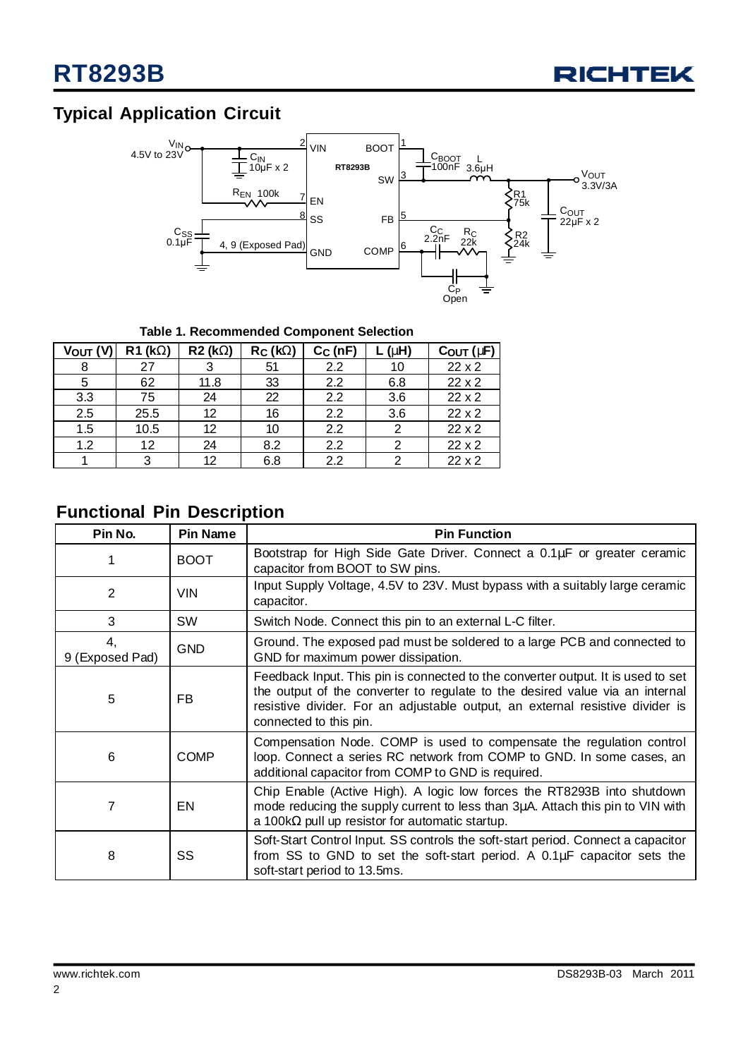## Typical Application Circuit

$V_{IN}$ 4.5V to 23V — $C_{IN}$ 10µF x 2 — $R_{EN}$ 100k — $C_{SS}$ 0.1µF — 4, 9 (Exposed Pad) — RT8293B: 2 VIN, 1 BOOT, 3 SW, 7 EN, 8 SS, 5 FB, 6 COMP, GND — $C_{BOOT}$ 100nF — L 3.6µH — $V_{OUT}$ 3.3V/3A — R1 75k — R2 24k — $C_{OUT}$ 22µF x 2 — $C_C$ 2.2nF — $R_C$ 22k — $C_P$ Open

**Table 1. Recommended Component Selection**

| $V_{OUT}$ (V) | R1 (kΩ) | R2 (kΩ) | $R_C$ (kΩ) | $C_C$ (nF) | L (µH) | $C_{OUT}$ (µF) |
|---|---|---|---|---|---|---|
| 8 | 27 | 3 | 51 | 2.2 | 10 | 22 x 2 |
| 5 | 62 | 11.8 | 33 | 2.2 | 6.8 | 22 x 2 |
| 3.3 | 75 | 24 | 22 | 2.2 | 3.6 | 22 x 2 |
| 2.5 | 25.5 | 12 | 16 | 2.2 | 3.6 | 22 x 2 |
| 1.5 | 10.5 | 12 | 10 | 2.2 | 2 | 22 x 2 |
| 1.2 | 12 | 24 | 8.2 | 2.2 | 2 | 22 x 2 |
| 1 | 3 | 12 | 6.8 | 2.2 | 2 | 22 x 2 |

## Functional Pin Description

| Pin No. | Pin Name | Pin Function |
|---|---|---|
| 1 | BOOT | Bootstrap for High Side Gate Driver. Connect a 0.1µF or greater ceramic capacitor from BOOT to SW pins. |
| 2 | VIN | Input Supply Voltage, 4.5V to 23V. Must bypass with a suitably large ceramic capacitor. |
| 3 | SW | Switch Node. Connect this pin to an external L-C filter. |
| 4, 9 (Exposed Pad) | GND | Ground. The exposed pad must be soldered to a large PCB and connected to GND for maximum power dissipation. |
| 5 | FB | Feedback Input. This pin is connected to the converter output. It is used to set the output of the converter to regulate to the desired value via an internal resistive divider. For an adjustable output, an external resistive divider is connected to this pin. |
| 6 | COMP | Compensation Node. COMP is used to compensate the regulation control loop. Connect a series RC network from COMP to GND. In some cases, an additional capacitor from COMP to GND is required. |
| 7 | EN | Chip Enable (Active High). A logic low forces the RT8293B into shutdown mode reducing the supply current to less than 3µA. Attach this pin to VIN with a 100kΩ pull up resistor for automatic startup. |
| 8 | SS | Soft-Start Control Input. SS controls the soft-start period. Connect a capacitor from SS to GND to set the soft-start period. A 0.1µF capacitor sets the soft-start period to 13.5ms. |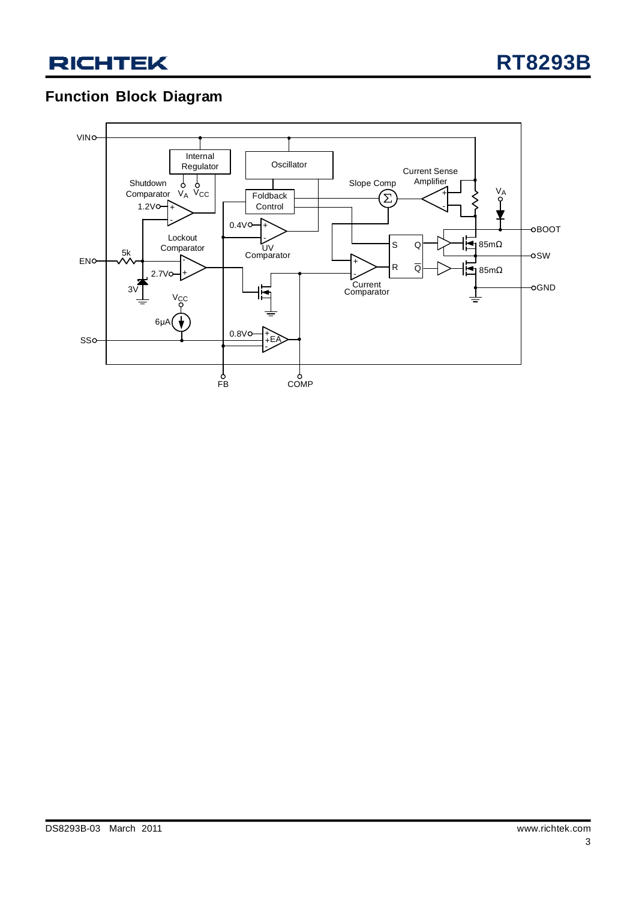## Function Block Diagram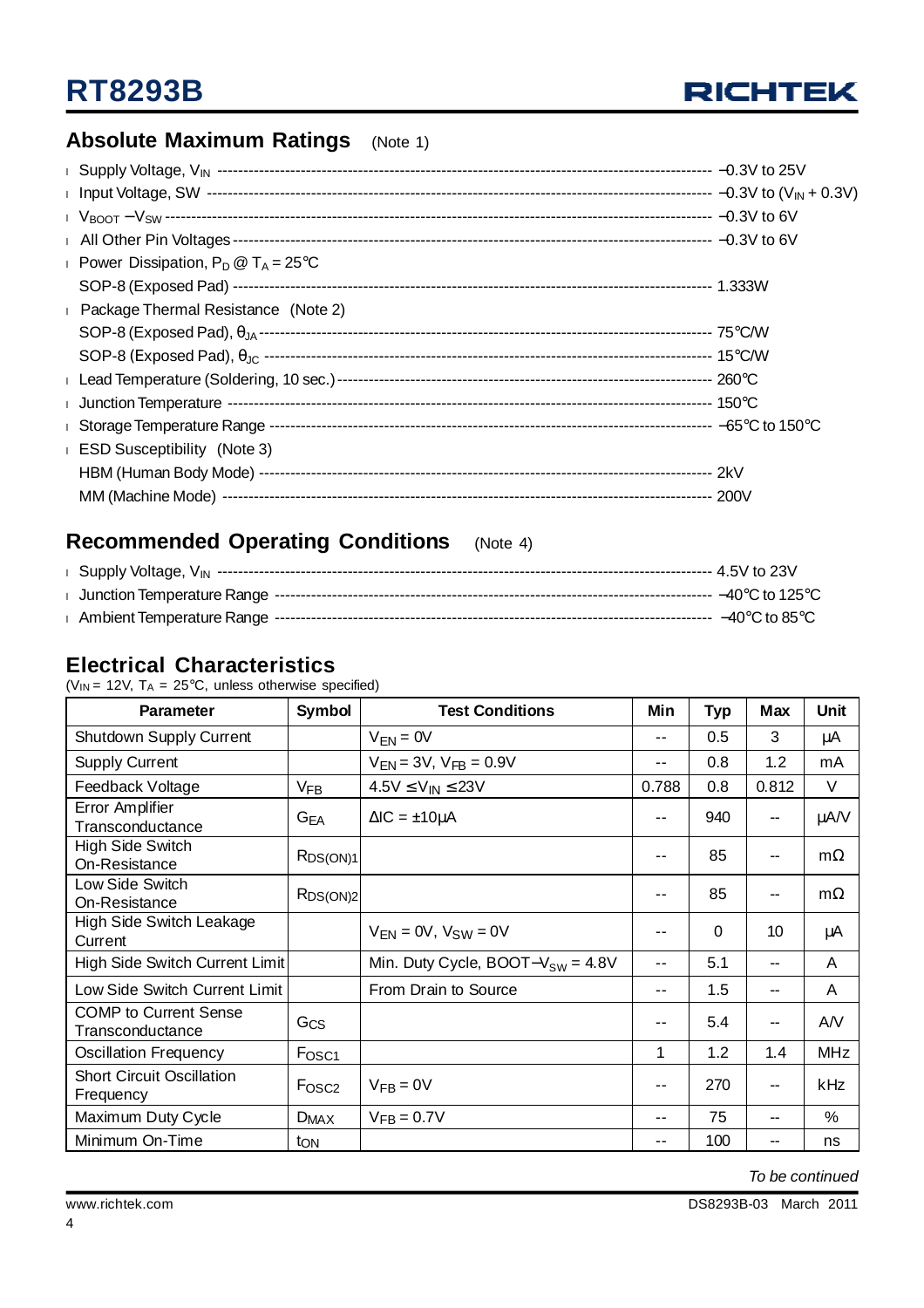## Absolute Maximum Ratings (Note 1)

- Supply Voltage, $V_{IN}$ ---------------------------------------- −0.3V to 25V
- Input Voltage, SW ---------------------------------------- −0.3V to ($V_{IN}$ + 0.3V)
- $V_{BOOT}$ − $V_{SW}$ ---------------------------------------- −0.3V to 6V
- All Other Pin Voltages ---------------------------------------- −0.3V to 6V
- Power Dissipation, $P_D$ @ $T_A$ = 25°C
  SOP-8 (Exposed Pad) ---------------------------------------- 1.333W
- Package Thermal Resistance (Note 2)
  SOP-8 (Exposed Pad), $\theta_{JA}$ ---------------------------------------- 75°C/W
  SOP-8 (Exposed Pad), $\theta_{JC}$ ---------------------------------------- 15°C/W
- Lead Temperature (Soldering, 10 sec.) ---------------------------------------- 260°C
- Junction Temperature ---------------------------------------- 150°C
- Storage Temperature Range ---------------------------------------- −65°C to 150°C
- ESD Susceptibility (Note 3)
  HBM (Human Body Mode) ---------------------------------------- 2kV
  MM (Machine Mode) ---------------------------------------- 200V

## Recommended Operating Conditions (Note 4)

- Supply Voltage, $V_{IN}$ ---------------------------------------- 4.5V to 23V
- Junction Temperature Range ---------------------------------------- −40°C to 125°C
- Ambient Temperature Range ---------------------------------------- −40°C to 85°C

## Electrical Characteristics

($V_{IN}$ = 12V, $T_A$ = 25°C, unless otherwise specified)

| Parameter | Symbol | Test Conditions | Min | Typ | Max | Unit |
|---|---|---|---|---|---|---|
| Shutdown Supply Current | | $V_{EN}$ = 0V | -- | 0.5 | 3 | μA |
| Supply Current | | $V_{EN}$ = 3V, $V_{FB}$ = 0.9V | -- | 0.8 | 1.2 | mA |
| Feedback Voltage | $V_{FB}$ | 4.5V ≤ $V_{IN}$ ≤ 23V | 0.788 | 0.8 | 0.812 | V |
| Error Amplifier Transconductance | $G_{EA}$ | ΔIC = ±10μA | -- | 940 | -- | μA/V |
| High Side Switch On-Resistance | $R_{DS(ON)1}$ | | -- | 85 | -- | mΩ |
| Low Side Switch On-Resistance | $R_{DS(ON)2}$ | | -- | 85 | -- | mΩ |
| High Side Switch Leakage Current | | $V_{EN}$ = 0V, $V_{SW}$ = 0V | -- | 0 | 10 | μA |
| High Side Switch Current Limit | | Min. Duty Cycle, BOOT−$V_{SW}$ = 4.8V | -- | 5.1 | -- | A |
| Low Side Switch Current Limit | | From Drain to Source | -- | 1.5 | -- | A |
| COMP to Current Sense Transconductance | $G_{CS}$ | | -- | 5.4 | -- | A/V |
| Oscillation Frequency | $F_{OSC1}$ | | 1 | 1.2 | 1.4 | MHz |
| Short Circuit Oscillation Frequency | $F_{OSC2}$ | $V_{FB}$ = 0V | -- | 270 | -- | kHz |
| Maximum Duty Cycle | $D_{MAX}$ | $V_{FB}$ = 0.7V | -- | 75 | -- | % |
| Minimum On-Time | $t_{ON}$ | | -- | 100 | -- | ns |

*To be continued*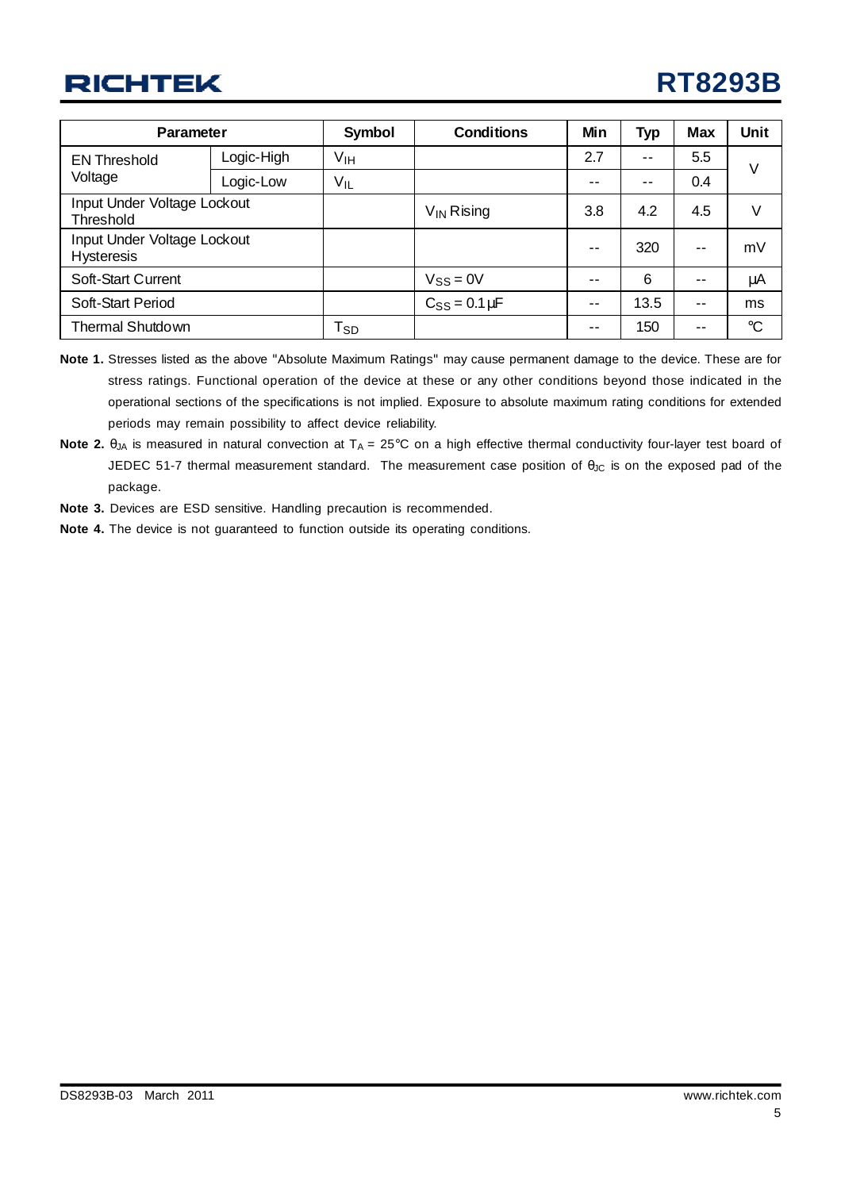| Parameter | | Symbol | Conditions | Min | Typ | Max | Unit |
|---|---|---|---|---|---|---|---|
| EN Threshold Voltage | Logic-High | $V_{IH}$ | | 2.7 | -- | 5.5 | V |
| | Logic-Low | $V_{IL}$ | | -- | -- | 0.4 | |
| Input Under Voltage Lockout Threshold | | | $V_{IN}$ Rising | 3.8 | 4.2 | 4.5 | V |
| Input Under Voltage Lockout Hysteresis | | | | -- | 320 | -- | mV |
| Soft-Start Current | | | $V_{SS}$ = 0V | -- | 6 | -- | μA |
| Soft-Start Period | | | $C_{SS}$ = 0.1μF | -- | 13.5 | -- | ms |
| Thermal Shutdown | | $T_{SD}$ | | -- | 150 | -- | °C |

**Note 1.** Stresses listed as the above "Absolute Maximum Ratings" may cause permanent damage to the device. These are for stress ratings. Functional operation of the device at these or any other conditions beyond those indicated in the operational sections of the specifications is not implied. Exposure to absolute maximum rating conditions for extended periods may remain possibility to affect device reliability.

**Note 2.** $\theta_{JA}$ is measured in natural convection at $T_A$ = 25°C on a high effective thermal conductivity four-layer test board of JEDEC 51-7 thermal measurement standard. The measurement case position of $\theta_{JC}$ is on the exposed pad of the package.

**Note 3.** Devices are ESD sensitive. Handling precaution is recommended.

**Note 4.** The device is not guaranteed to function outside its operating conditions.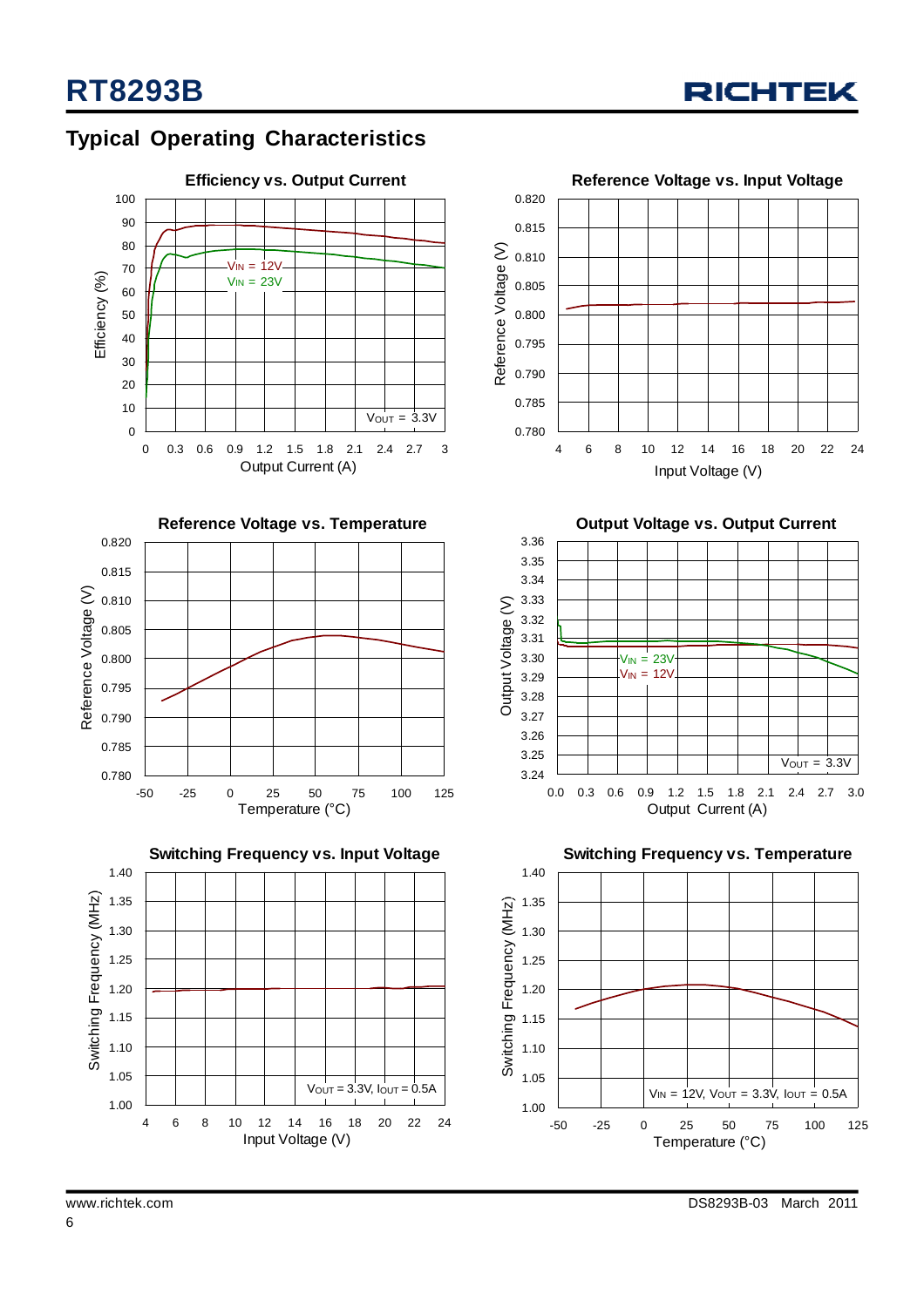## Typical Operating Characteristics

**Efficiency vs. Output Current**

Efficiency (%) vs. Output Current (A); $V_{IN}$ = 12V, $V_{IN}$ = 23V; $V_{OUT}$ = 3.3V

**Reference Voltage vs. Input Voltage**

Reference Voltage (V) vs. Input Voltage (V)

**Reference Voltage vs. Temperature**

Reference Voltage (V) vs. Temperature (°C)

**Output Voltage vs. Output Current**

Output Voltage (V) vs. Output Current (A); $V_{IN}$ = 23V, $V_{IN}$ = 12V; $V_{OUT}$ = 3.3V

**Switching Frequency vs. Input Voltage**

Switching Frequency (MHz) vs. Input Voltage (V); $V_{OUT}$ = 3.3V, $I_{OUT}$ = 0.5A

**Switching Frequency vs. Temperature**

Switching Frequency (MHz) vs. Temperature (°C); $V_{IN}$ = 12V, $V_{OUT}$ = 3.3V, $I_{OUT}$ = 0.5A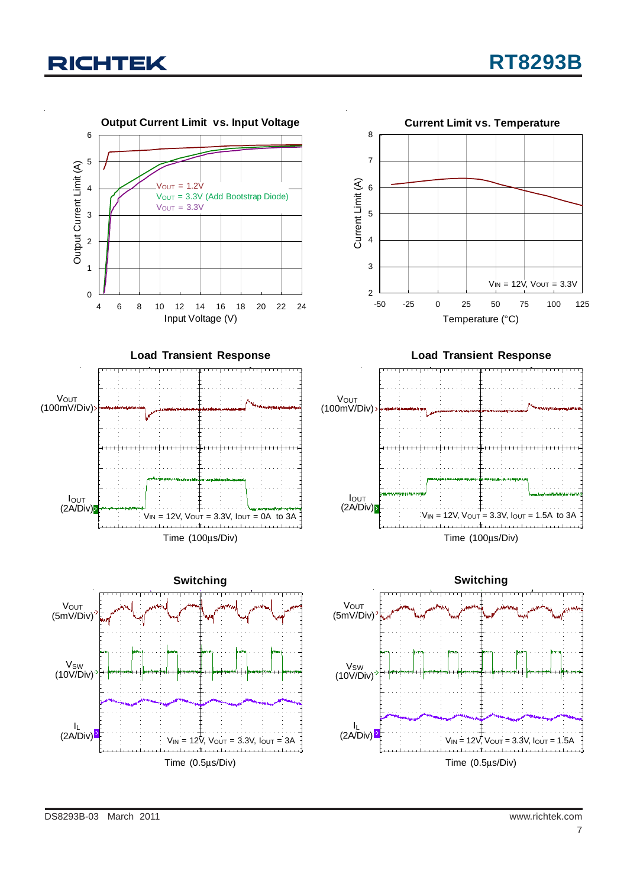**Output Current Limit vs. Input Voltage**

Output Current Limit (A) vs. Input Voltage (V)

$V_{OUT}$ = 1.2V
$V_{OUT}$ = 3.3V (Add Bootstrap Diode)
$V_{OUT}$ = 3.3V

**Current Limit vs. Temperature**

Current Limit (A) vs. Temperature (°C)

$V_{IN}$ = 12V, $V_{OUT}$ = 3.3V

**Load Transient Response**

$V_{OUT}$ (100mV/Div)

$I_{OUT}$ (2A/Div)

$V_{IN}$ = 12V, $V_{OUT}$ = 3.3V, $I_{OUT}$ = 0A to 3A

Time (100μs/Div)

**Load Transient Response**

$V_{OUT}$ (100mV/Div)

$I_{OUT}$ (2A/Div)

$V_{IN}$ = 12V, $V_{OUT}$ = 3.3V, $I_{OUT}$ = 1.5A to 3A

Time (100μs/Div)

**Switching**

$V_{OUT}$ (5mV/Div)

$V_{SW}$ (10V/Div)

$I_L$ (2A/Div)

$V_{IN}$ = 12V, $V_{OUT}$ = 3.3V, $I_{OUT}$ = 3A

Time (0.5μs/Div)

**Switching**

$V_{OUT}$ (5mV/Div)

$V_{SW}$ (10V/Div)

$I_L$ (2A/Div)

$V_{IN}$ = 12V, $V_{OUT}$ = 3.3V, $I_{OUT}$ = 1.5A

Time (0.5μs/Div)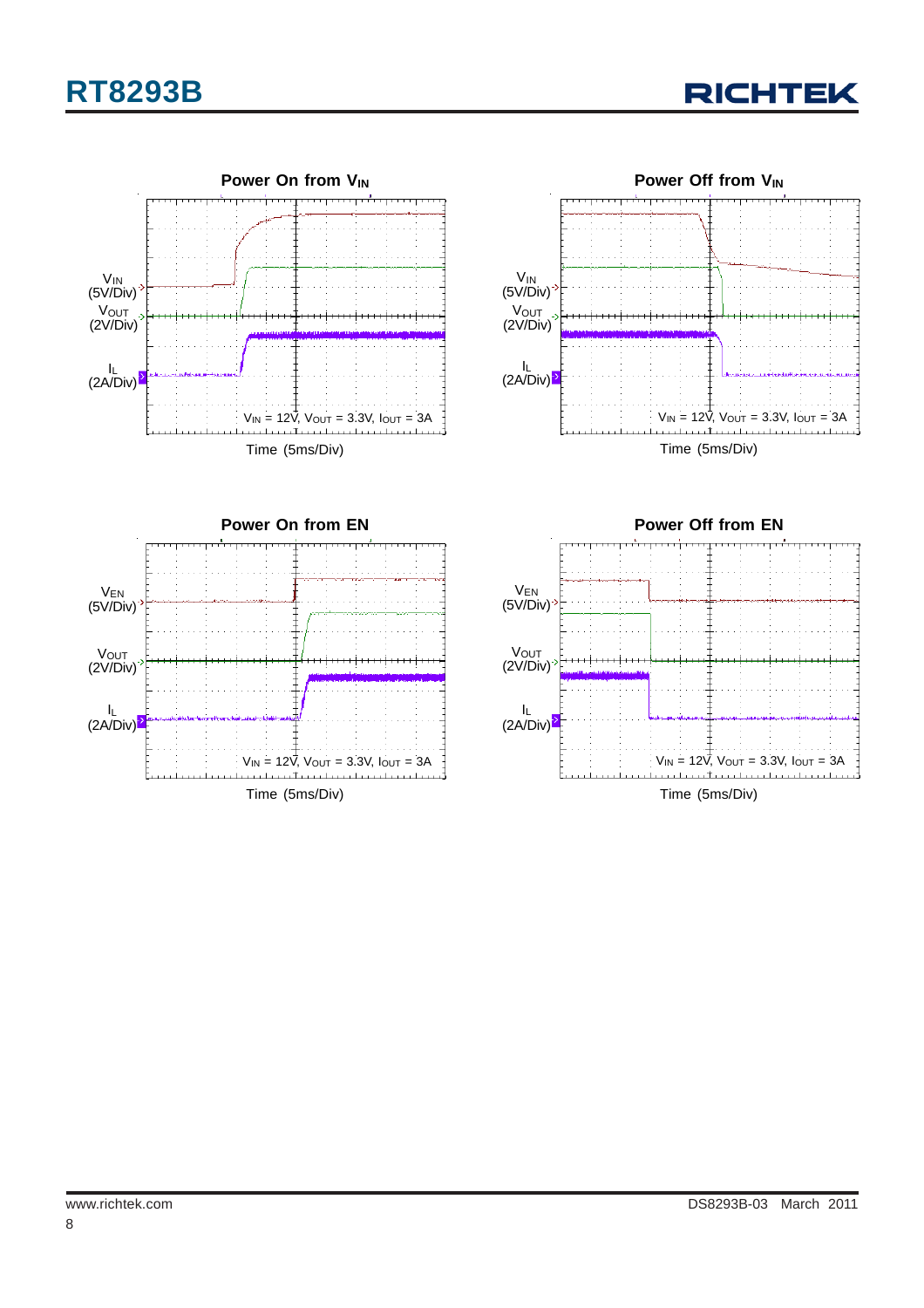**Power On from $V_{IN}$**

$V_{IN}$ (5V/Div)

$V_{OUT}$ (2V/Div)

$I_L$ (2A/Div)

$V_{IN}$ = 12V, $V_{OUT}$ = 3.3V, $I_{OUT}$ = 3A

Time (5ms/Div)

**Power Off from $V_{IN}$**

$V_{IN}$ (5V/Div)

$V_{OUT}$ (2V/Div)

$I_L$ (2A/Div)

$V_{IN}$ = 12V, $V_{OUT}$ = 3.3V, $I_{OUT}$ = 3A

Time (5ms/Div)

**Power On from EN**

$V_{EN}$ (5V/Div)

$V_{OUT}$ (2V/Div)

$I_L$ (2A/Div)

$V_{IN}$ = 12V, $V_{OUT}$ = 3.3V, $I_{OUT}$ = 3A

Time (5ms/Div)

**Power Off from EN**

$V_{EN}$ (5V/Div)

$V_{OUT}$ (2V/Div)

$I_L$ (2A/Div)

$V_{IN}$ = 12V, $V_{OUT}$ = 3.3V, $I_{OUT}$ = 3A

Time (5ms/Div)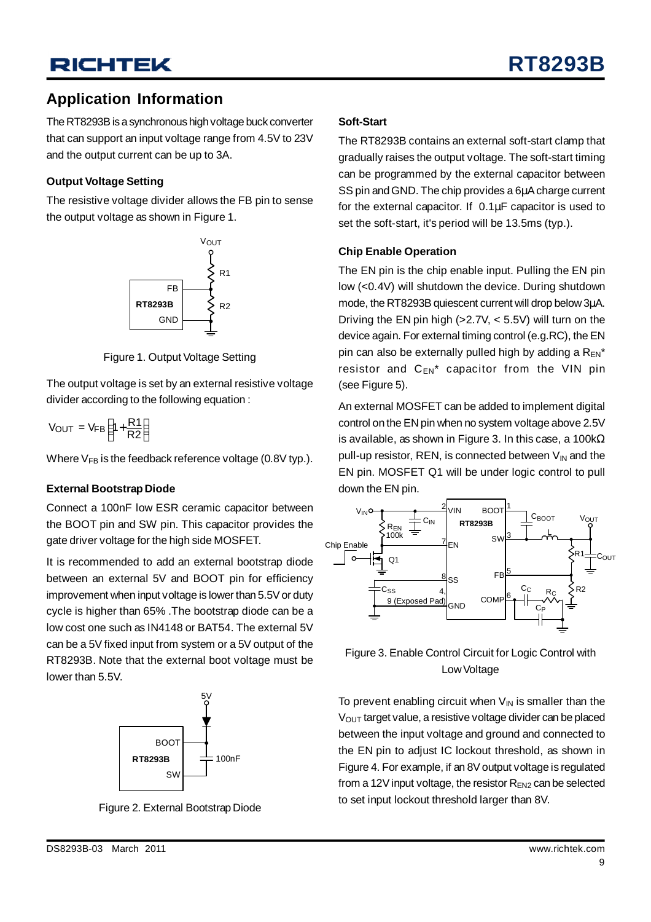## Application Information

The RT8293B is a synchronous high voltage buck converter that can support an input voltage range from 4.5V to 23V and the output current can be up to 3A.

### Output Voltage Setting

The resistive voltage divider allows the FB pin to sense the output voltage as shown in Figure 1.

Figure 1. Output Voltage Setting

The output voltage is set by an external resistive voltage divider according to the following equation :

$$V_{OUT} = V_{FB}\left(1+\frac{R1}{R2}\right)$$

Where $V_{FB}$ is the feedback reference voltage (0.8V typ.).

### External Bootstrap Diode

Connect a 100nF low ESR ceramic capacitor between the BOOT pin and SW pin. This capacitor provides the gate driver voltage for the high side MOSFET.

It is recommended to add an external bootstrap diode between an external 5V and BOOT pin for efficiency improvement when input voltage is lower than 5.5V or duty cycle is higher than 65% .The bootstrap diode can be a low cost one such as IN4148 or BAT54. The external 5V can be a 5V fixed input from system or a 5V output of the RT8293B. Note that the external boot voltage must be lower than 5.5V.

Figure 2. External Bootstrap Diode

### Soft-Start

The RT8293B contains an external soft-start clamp that gradually raises the output voltage. The soft-start timing can be programmed by the external capacitor between SS pin and GND. The chip provides a 6μA charge current for the external capacitor. If 0.1μF capacitor is used to set the soft-start, it's period will be 13.5ms (typ.).

### Chip Enable Operation

The EN pin is the chip enable input. Pulling the EN pin low (<0.4V) will shutdown the device. During shutdown mode, the RT8293B quiescent current will drop below 3μA. Driving the EN pin high (>2.7V, < 5.5V) will turn on the device again. For external timing control (e.g.RC), the EN pin can also be externally pulled high by adding a $R_{EN}$* resistor and $C_{EN}$* capacitor from the VIN pin (see Figure 5).

An external MOSFET can be added to implement digital control on the EN pin when no system voltage above 2.5V is available, as shown in Figure 3. In this case, a 100kΩ pull-up resistor, REN, is connected between $V_{IN}$ and the EN pin. MOSFET Q1 will be under logic control to pull down the EN pin.

Figure 3. Enable Control Circuit for Logic Control with Low Voltage

To prevent enabling circuit when $V_{IN}$ is smaller than the $V_{OUT}$ target value, a resistive voltage divider can be placed between the input voltage and ground and connected to the EN pin to adjust IC lockout threshold, as shown in Figure 4. For example, if an 8V output voltage is regulated from a 12V input voltage, the resistor $R_{EN2}$ can be selected to set input lockout threshold larger than 8V.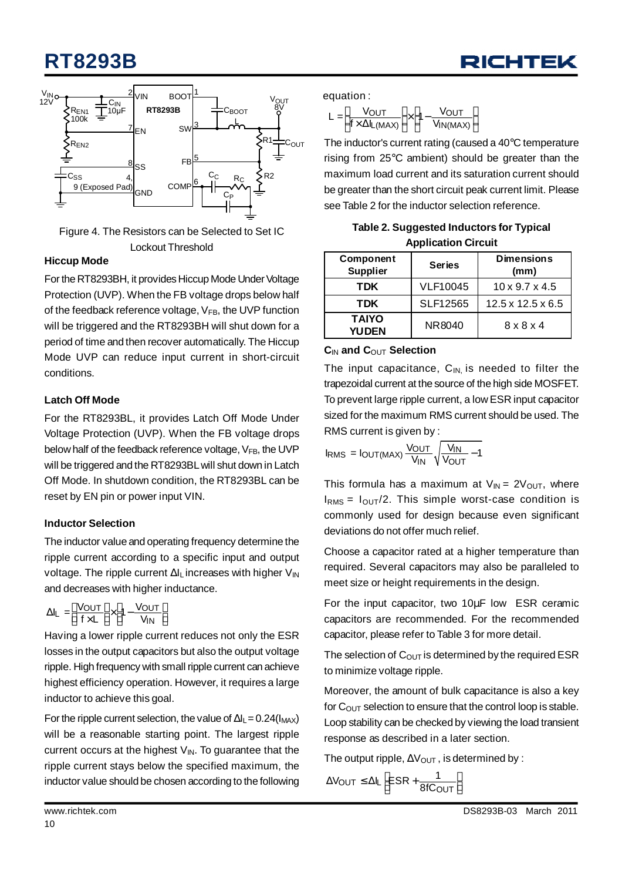Figure 4. The Resistors can be Selected to Set IC Lockout Threshold

### Hiccup Mode

For the RT8293BH, it provides Hiccup Mode Under Voltage Protection (UVP). When the FB voltage drops below half of the feedback reference voltage, $V_{FB}$, the UVP function will be triggered and the RT8293BH will shut down for a period of time and then recover automatically. The Hiccup Mode UVP can reduce input current in short-circuit conditions.

### Latch Off Mode

For the RT8293BL, it provides Latch Off Mode Under Voltage Protection (UVP). When the FB voltage drops below half of the feedback reference voltage, $V_{FB}$, the UVP will be triggered and the RT8293BL will shut down in Latch Off Mode. In shutdown condition, the RT8293BL can be reset by EN pin or power input VIN.

### Inductor Selection

The inductor value and operating frequency determine the ripple current according to a specific input and output voltage. The ripple current $\Delta I_L$ increases with higher $V_{IN}$ and decreases with higher inductance.

$$\Delta I_L = \left[\frac{V_{OUT}}{f \times L}\right] \times \left[1 - \frac{V_{OUT}}{V_{IN}}\right]$$

Having a lower ripple current reduces not only the ESR losses in the output capacitors but also the output voltage ripple. High frequency with small ripple current can achieve highest efficiency operation. However, it requires a large inductor to achieve this goal.

For the ripple current selection, the value of $\Delta I_L = 0.24(I_{MAX})$ will be a reasonable starting point. The largest ripple current occurs at the highest $V_{IN}$. To guarantee that the ripple current stays below the specified maximum, the inductor value should be chosen according to the following equation :

$$L = \left[\frac{V_{OUT}}{f \times \Delta I_{L(MAX)}}\right] \times \left[1 - \frac{V_{OUT}}{V_{IN(MAX)}}\right]$$

The inductor's current rating (caused a 40°C temperature rising from 25°C ambient) should be greater than the maximum load current and its saturation current should be greater than the short circuit peak current limit. Please see Table 2 for the inductor selection reference.

**Table 2. Suggested Inductors for Typical Application Circuit**

| Component Supplier | Series | Dimensions (mm) |
|---|---|---|
| TDK | VLF10045 | 10 x 9.7 x 4.5 |
| TDK | SLF12565 | 12.5 x 12.5 x 6.5 |
| TAIYO YUDEN | NR8040 | 8 x 8 x 4 |

### $C_{IN}$ and $C_{OUT}$ Selection

The input capacitance, $C_{IN}$, is needed to filter the trapezoidal current at the source of the high side MOSFET. To prevent large ripple current, a low ESR input capacitor sized for the maximum RMS current should be used. The RMS current is given by :

$$I_{RMS} = I_{OUT(MAX)} \frac{V_{OUT}}{V_{IN}} \sqrt{\frac{V_{IN}}{V_{OUT}} - 1}$$

This formula has a maximum at $V_{IN} = 2V_{OUT}$, where $I_{RMS} = I_{OUT}/2$. This simple worst-case condition is commonly used for design because even significant deviations do not offer much relief.

Choose a capacitor rated at a higher temperature than required. Several capacitors may also be paralleled to meet size or height requirements in the design.

For the input capacitor, two 10μF low ESR ceramic capacitors are recommended. For the recommended capacitor, please refer to Table 3 for more detail.

The selection of $C_{OUT}$ is determined by the required ESR to minimize voltage ripple.

Moreover, the amount of bulk capacitance is also a key for $C_{OUT}$ selection to ensure that the control loop is stable. Loop stability can be checked by viewing the load transient response as described in a later section.

The output ripple, $\Delta V_{OUT}$, is determined by :

$$\Delta V_{OUT} \leq \Delta I_L \left[ESR + \frac{1}{8fC_{OUT}}\right]$$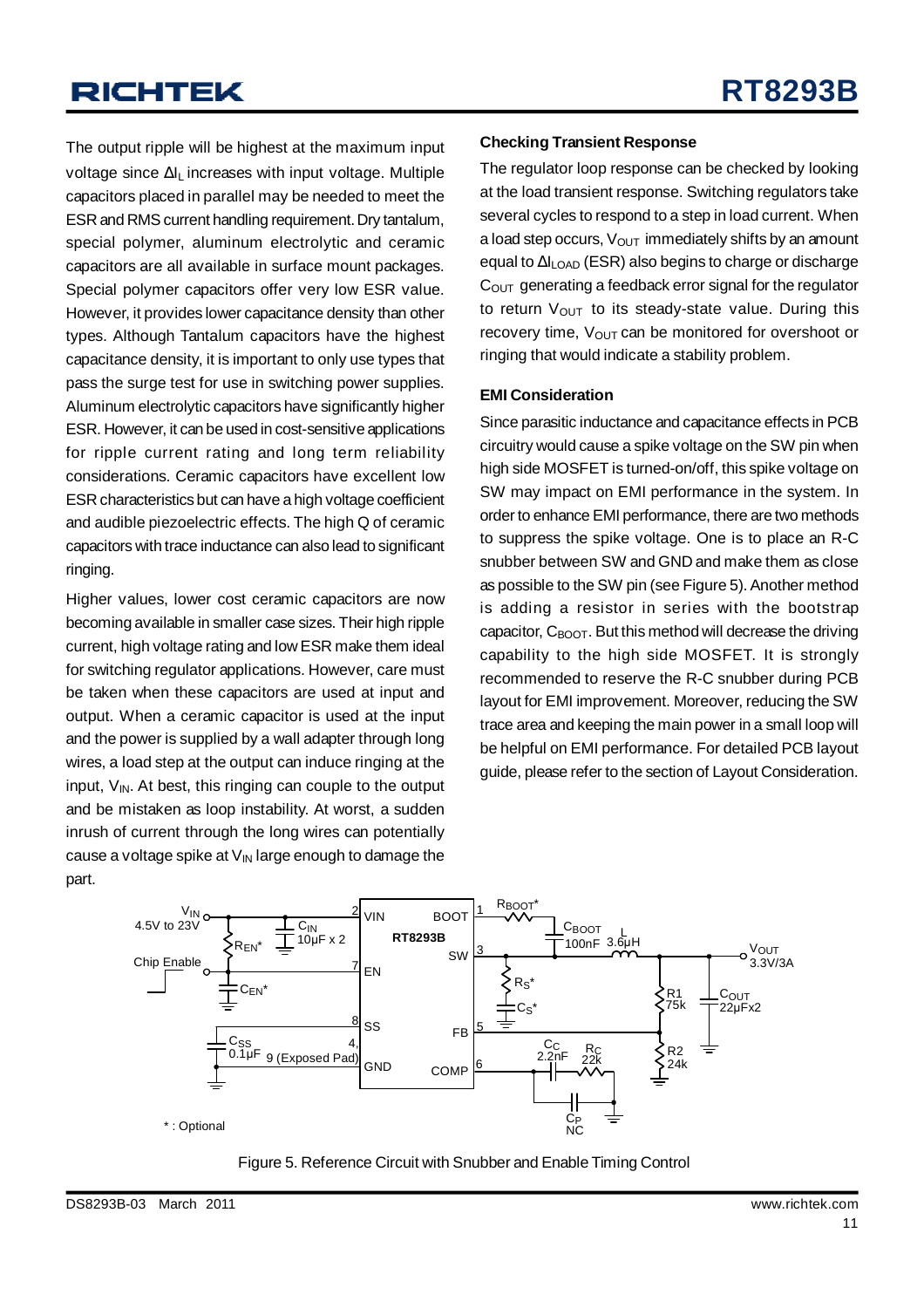The output ripple will be highest at the maximum input voltage since $\Delta I_L$ increases with input voltage. Multiple capacitors placed in parallel may be needed to meet the ESR and RMS current handling requirement. Dry tantalum, special polymer, aluminum electrolytic and ceramic capacitors are all available in surface mount packages. Special polymer capacitors offer very low ESR value. However, it provides lower capacitance density than other types. Although Tantalum capacitors have the highest capacitance density, it is important to only use types that pass the surge test for use in switching power supplies. Aluminum electrolytic capacitors have significantly higher ESR. However, it can be used in cost-sensitive applications for ripple current rating and long term reliability considerations. Ceramic capacitors have excellent low ESR characteristics but can have a high voltage coefficient and audible piezoelectric effects. The high Q of ceramic capacitors with trace inductance can also lead to significant ringing.

Higher values, lower cost ceramic capacitors are now becoming available in smaller case sizes. Their high ripple current, high voltage rating and low ESR make them ideal for switching regulator applications. However, care must be taken when these capacitors are used at input and output. When a ceramic capacitor is used at the input and the power is supplied by a wall adapter through long wires, a load step at the output can induce ringing at the input, $V_{IN}$. At best, this ringing can couple to the output and be mistaken as loop instability. At worst, a sudden inrush of current through the long wires can potentially cause a voltage spike at $V_{IN}$ large enough to damage the part.

### Checking Transient Response

The regulator loop response can be checked by looking at the load transient response. Switching regulators take several cycles to respond to a step in load current. When a load step occurs, $V_{OUT}$ immediately shifts by an amount equal to $\Delta I_{LOAD}$ (ESR) also begins to charge or discharge $C_{OUT}$ generating a feedback error signal for the regulator to return $V_{OUT}$ to its steady-state value. During this recovery time, $V_{OUT}$ can be monitored for overshoot or ringing that would indicate a stability problem.

### EMI Consideration

Since parasitic inductance and capacitance effects in PCB circuitry would cause a spike voltage on the SW pin when high side MOSFET is turned-on/off, this spike voltage on SW may impact on EMI performance in the system. In order to enhance EMI performance, there are two methods to suppress the spike voltage. One is to place an R-C snubber between SW and GND and make them as close as possible to the SW pin (see Figure 5). Another method is adding a resistor in series with the bootstrap capacitor, $C_{BOOT}$. But this method will decrease the driving capability to the high side MOSFET. It is strongly recommended to reserve the R-C snubber during PCB layout for EMI improvement. Moreover, reducing the SW trace area and keeping the main power in a small loop will be helpful on EMI performance. For detailed PCB layout guide, please refer to the section of Layout Consideration.

Figure 5. Reference Circuit with Snubber and Enable Timing Control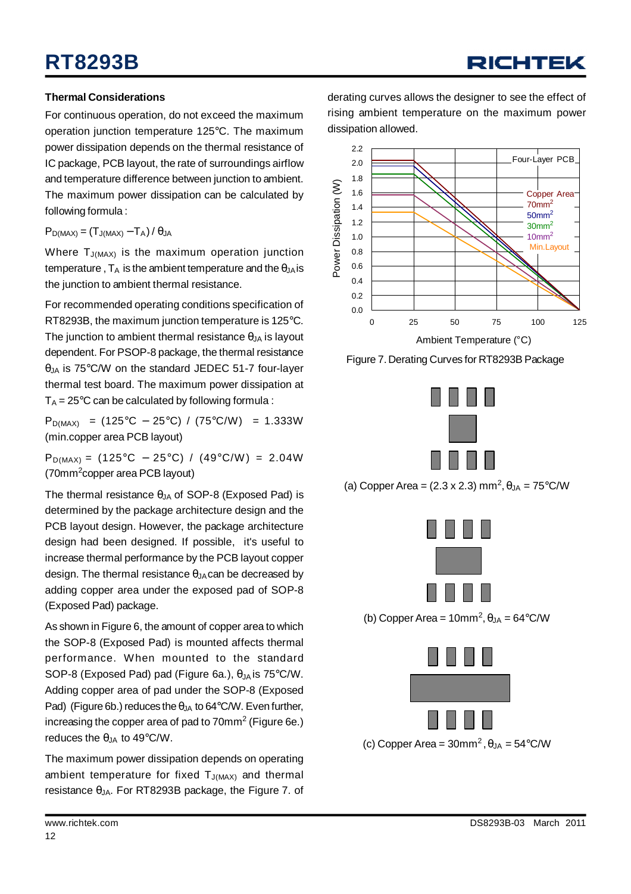### Thermal Considerations

For continuous operation, do not exceed the maximum operation junction temperature 125°C. The maximum power dissipation depends on the thermal resistance of IC package, PCB layout, the rate of surroundings airflow and temperature difference between junction to ambient. The maximum power dissipation can be calculated by following formula :

$P_{D(MAX)} = (T_{J(MAX)} - T_A) / \theta_{JA}$

Where $T_{J(MAX)}$ is the maximum operation junction temperature , $T_A$ is the ambient temperature and the $\theta_{JA}$ is the junction to ambient thermal resistance.

For recommended operating conditions specification of RT8293B, the maximum junction temperature is 125°C. The junction to ambient thermal resistance $\theta_{JA}$ is layout dependent. For PSOP-8 package, the thermal resistance $\theta_{JA}$ is 75°C/W on the standard JEDEC 51-7 four-layer thermal test board. The maximum power dissipation at $T_A$ = 25°C can be calculated by following formula :

$P_{D(MAX)}$ = (125°C − 25°C) / (75°C/W) = 1.333W (min.copper area PCB layout)

$P_{D(MAX)}$ = (125°C − 25°C) / (49°C/W) = 2.04W (70mm$^2$ copper area PCB layout)

The thermal resistance $\theta_{JA}$ of SOP-8 (Exposed Pad) is determined by the package architecture design and the PCB layout design. However, the package architecture design had been designed. If possible, it's useful to increase thermal performance by the PCB layout copper design. The thermal resistance $\theta_{JA}$ can be decreased by adding copper area under the exposed pad of SOP-8 (Exposed Pad) package.

As shown in Figure 6, the amount of copper area to which the SOP-8 (Exposed Pad) is mounted affects thermal performance. When mounted to the standard SOP-8 (Exposed Pad) pad (Figure 6a.), $\theta_{JA}$ is 75°C/W. Adding copper area of pad under the SOP-8 (Exposed Pad) (Figure 6b.) reduces the $\theta_{JA}$ to 64°C/W. Even further, increasing the copper area of pad to 70mm$^2$ (Figure 6e.) reduces the $\theta_{JA}$ to 49°C/W.

The maximum power dissipation depends on operating ambient temperature for fixed $T_{J(MAX)}$ and thermal resistance $\theta_{JA}$. For RT8293B package, the Figure 7. of derating curves allows the designer to see the effect of rising ambient temperature on the maximum power dissipation allowed.

Figure 7. Derating Curves for RT8293B Package

(a) Copper Area = (2.3 x 2.3) mm$^2$, $\theta_{JA}$ = 75°C/W

(b) Copper Area = 10mm$^2$, $\theta_{JA}$ = 64°C/W

(c) Copper Area = 30mm$^2$, $\theta_{JA}$ = 54°C/W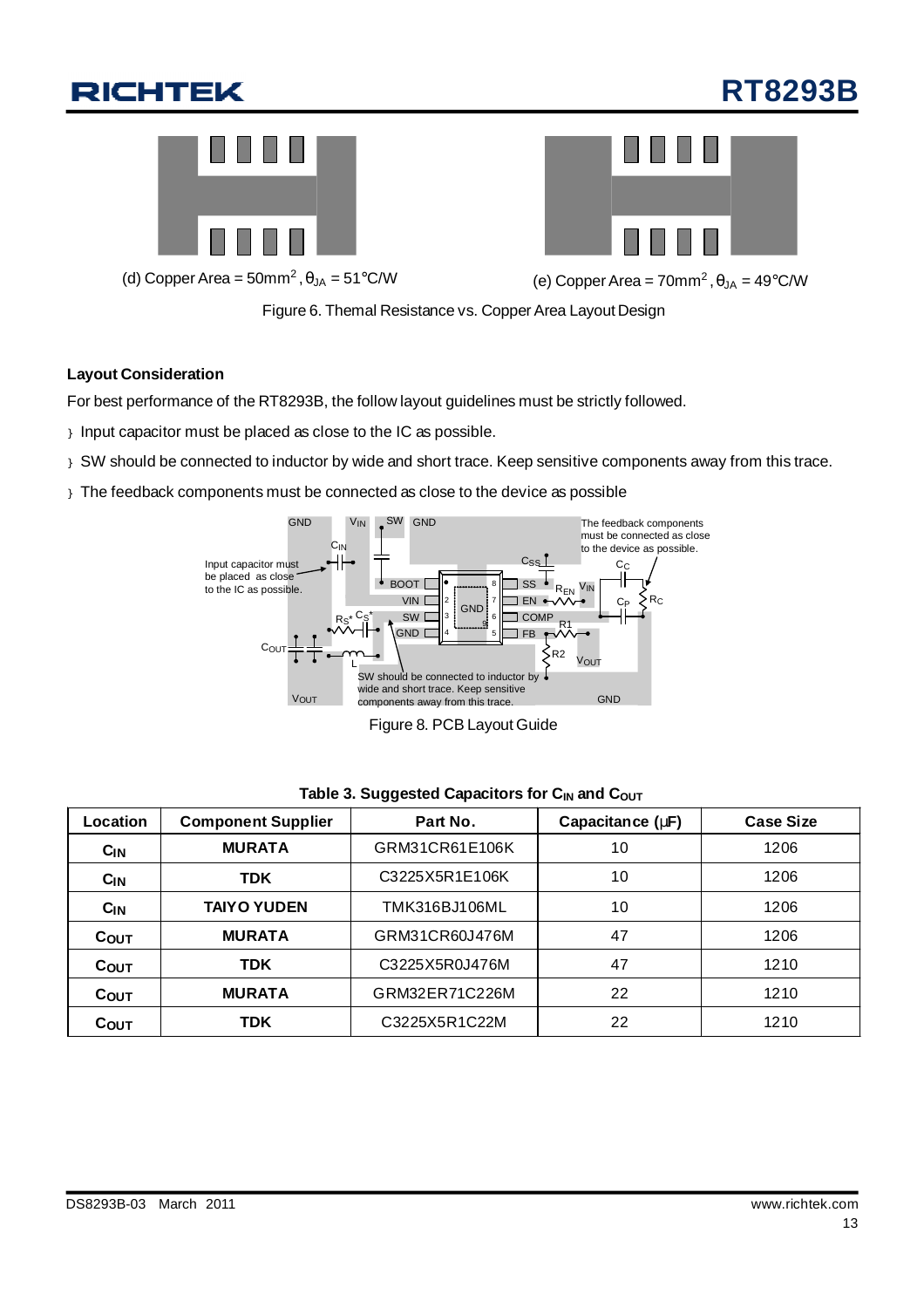(d) Copper Area = 50mm$^2$, $\theta_{JA}$ = 51°C/W

(e) Copper Area = 70mm$^2$, $\theta_{JA}$ = 49°C/W

Figure 6. Themal Resistance vs. Copper Area Layout Design

### Layout Consideration

For best performance of the RT8293B, the follow layout guidelines must be strictly followed.

- Input capacitor must be placed as close to the IC as possible.
- SW should be connected to inductor by wide and short trace. Keep sensitive components away from this trace.
- The feedback components must be connected as close to the device as possible

Figure 8. PCB Layout Guide

**Table 3. Suggested Capacitors for $C_{IN}$ and $C_{OUT}$**

| Location | Component Supplier | Part No. | Capacitance (μF) | Case Size |
|---|---|---|---|---|
| $C_{IN}$ | MURATA | GRM31CR61E106K | 10 | 1206 |
| $C_{IN}$ | TDK | C3225X5R1E106K | 10 | 1206 |
| $C_{IN}$ | TAIYO YUDEN | TMK316BJ106ML | 10 | 1206 |
| $C_{OUT}$ | MURATA | GRM31CR60J476M | 47 | 1206 |
| $C_{OUT}$ | TDK | C3225X5R0J476M | 47 | 1210 |
| $C_{OUT}$ | MURATA | GRM32ER71C226M | 22 | 1210 |
| $C_{OUT}$ | TDK | C3225X5R1C22M | 22 | 1210 |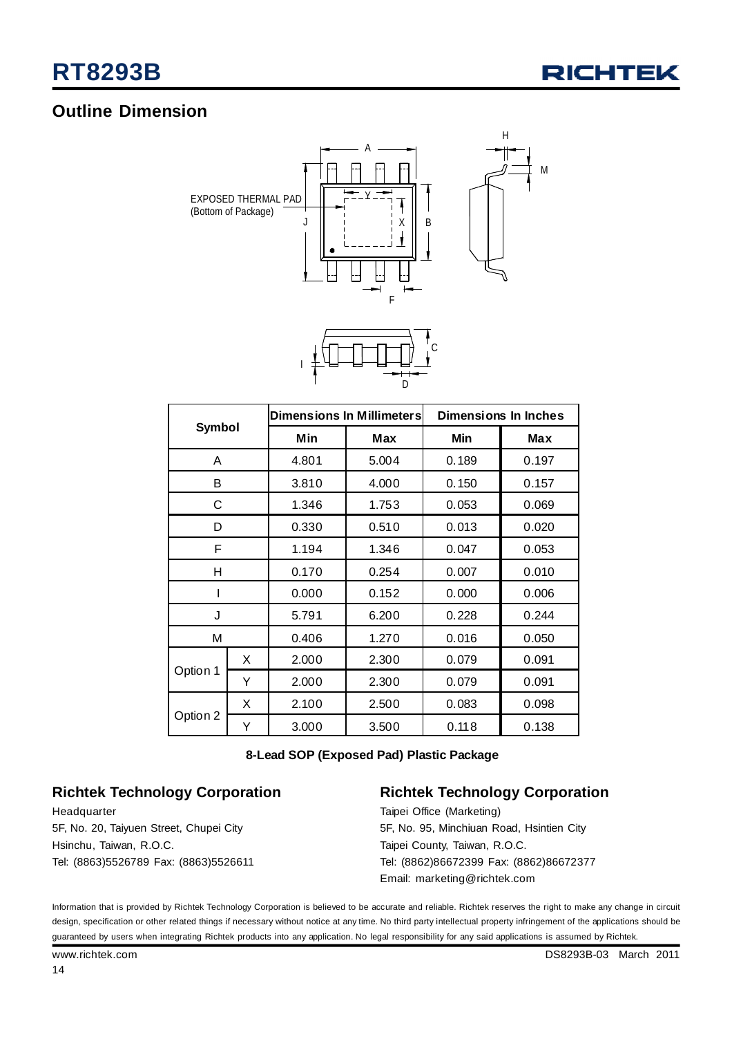## Outline Dimension

EXPOSED THERMAL PAD
(Bottom of Package)

| Symbol | | Dimensions In Millimeters | | Dimensions In Inches | |
|---|---|---|---|---|---|
| | | Min | Max | Min | Max |
| A | | 4.801 | 5.004 | 0.189 | 0.197 |
| B | | 3.810 | 4.000 | 0.150 | 0.157 |
| C | | 1.346 | 1.753 | 0.053 | 0.069 |
| D | | 0.330 | 0.510 | 0.013 | 0.020 |
| F | | 1.194 | 1.346 | 0.047 | 0.053 |
| H | | 0.170 | 0.254 | 0.007 | 0.010 |
| I | | 0.000 | 0.152 | 0.000 | 0.006 |
| J | | 5.791 | 6.200 | 0.228 | 0.244 |
| M | | 0.406 | 1.270 | 0.016 | 0.050 |
| Option 1 | X | 2.000 | 2.300 | 0.079 | 0.091 |
| | Y | 2.000 | 2.300 | 0.079 | 0.091 |
| Option 2 | X | 2.100 | 2.500 | 0.083 | 0.098 |
| | Y | 3.000 | 3.500 | 0.118 | 0.138 |

**8-Lead SOP (Exposed Pad) Plastic Package**

### Richtek Technology Corporation

Headquarter
5F, No. 20, Taiyuen Street, Chupei City
Hsinchu, Taiwan, R.O.C.
Tel: (8863)5526789 Fax: (8863)5526611

### Richtek Technology Corporation

Taipei Office (Marketing)
5F, No. 95, Minchiuan Road, Hsintien City
Taipei County, Taiwan, R.O.C.
Tel: (8862)86672399 Fax: (8862)86672377
Email: marketing@richtek.com

Information that is provided by Richtek Technology Corporation is believed to be accurate and reliable. Richtek reserves the right to make any change in circuit design, specification or other related things if necessary without notice at any time. No third party intellectual property infringement of the applications should be guaranteed by users when integrating Richtek products into any application. No legal responsibility for any said applications is assumed by Richtek.